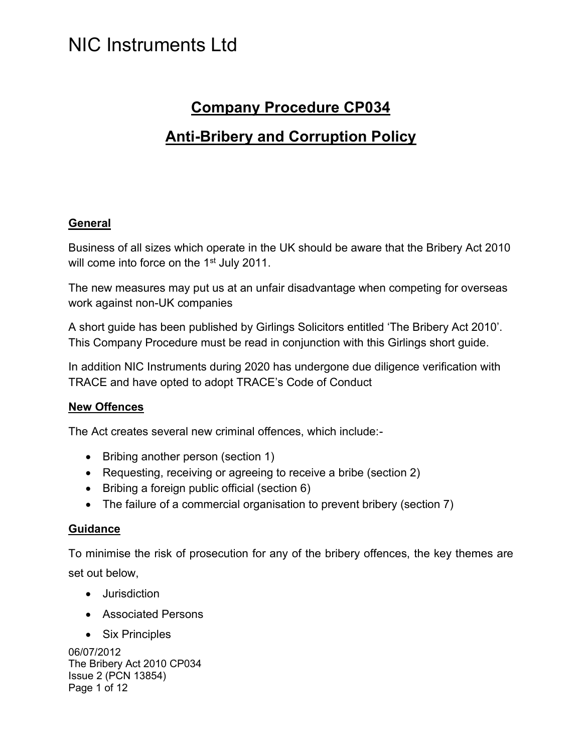# NIC Instruments Ltd

## Company Procedure CP034

## Anti-Bribery and Corruption Policy

### General

Business of all sizes which operate in the UK should be aware that the Bribery Act 2010 will come into force on the 1st July 2011.

The new measures may put us at an unfair disadvantage when competing for overseas work against non-UK companies

A short guide has been published by Girlings Solicitors entitled 'The Bribery Act 2010'. This Company Procedure must be read in conjunction with this Girlings short guide.

In addition NIC Instruments during 2020 has undergone due diligence verification with TRACE and have opted to adopt TRACE's Code of Conduct

### New Offences

The Act creates several new criminal offences, which include:-

- Bribing another person (section 1)
- Requesting, receiving or agreeing to receive a bribe (section 2)
- Bribing a foreign public official (section 6)
- The failure of a commercial organisation to prevent bribery (section 7)

### Guidance

To minimise the risk of prosecution for any of the bribery offences, the key themes are set out below,

- Jurisdiction
- Associated Persons
- Six Principles

06/07/2012
The Bribery Act 2010 CP034
Issue 2 (PCN 13854)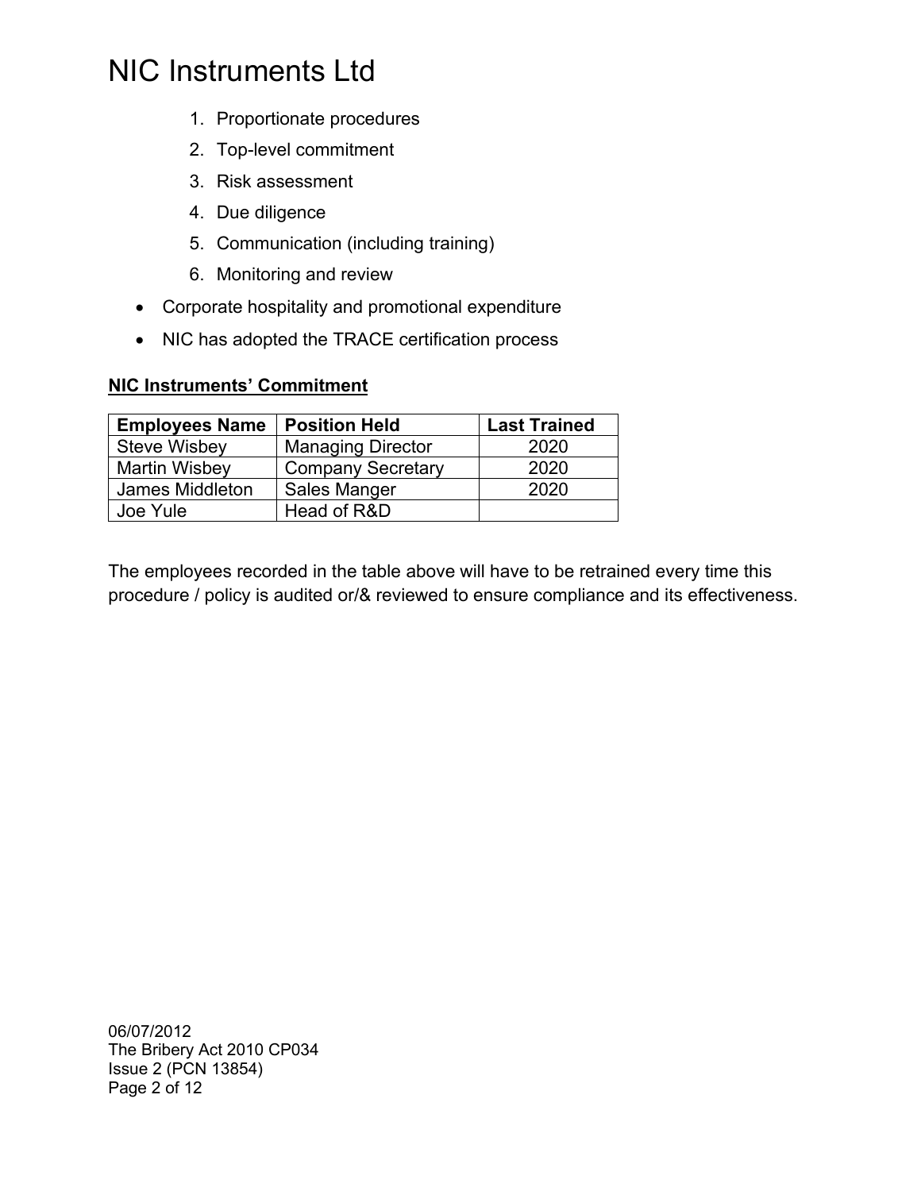1. Proportionate procedures
2. Top-level commitment
3. Risk assessment
4. Due diligence
5. Communication (including training)
6. Monitoring and review

- Corporate hospitality and promotional expenditure
- NIC has adopted the TRACE certification process

**NIC Instruments' Commitment**

| Employees Name | Position Held | Last Trained |
|---|---|---|
| Steve Wisbey | Managing Director | 2020 |
| Martin Wisbey | Company Secretary | 2020 |
| James Middleton | Sales Manger | 2020 |
| Joe Yule | Head of R&D | |

The employees recorded in the table above will have to be retrained every time this procedure / policy is audited or/& reviewed to ensure compliance and its effectiveness.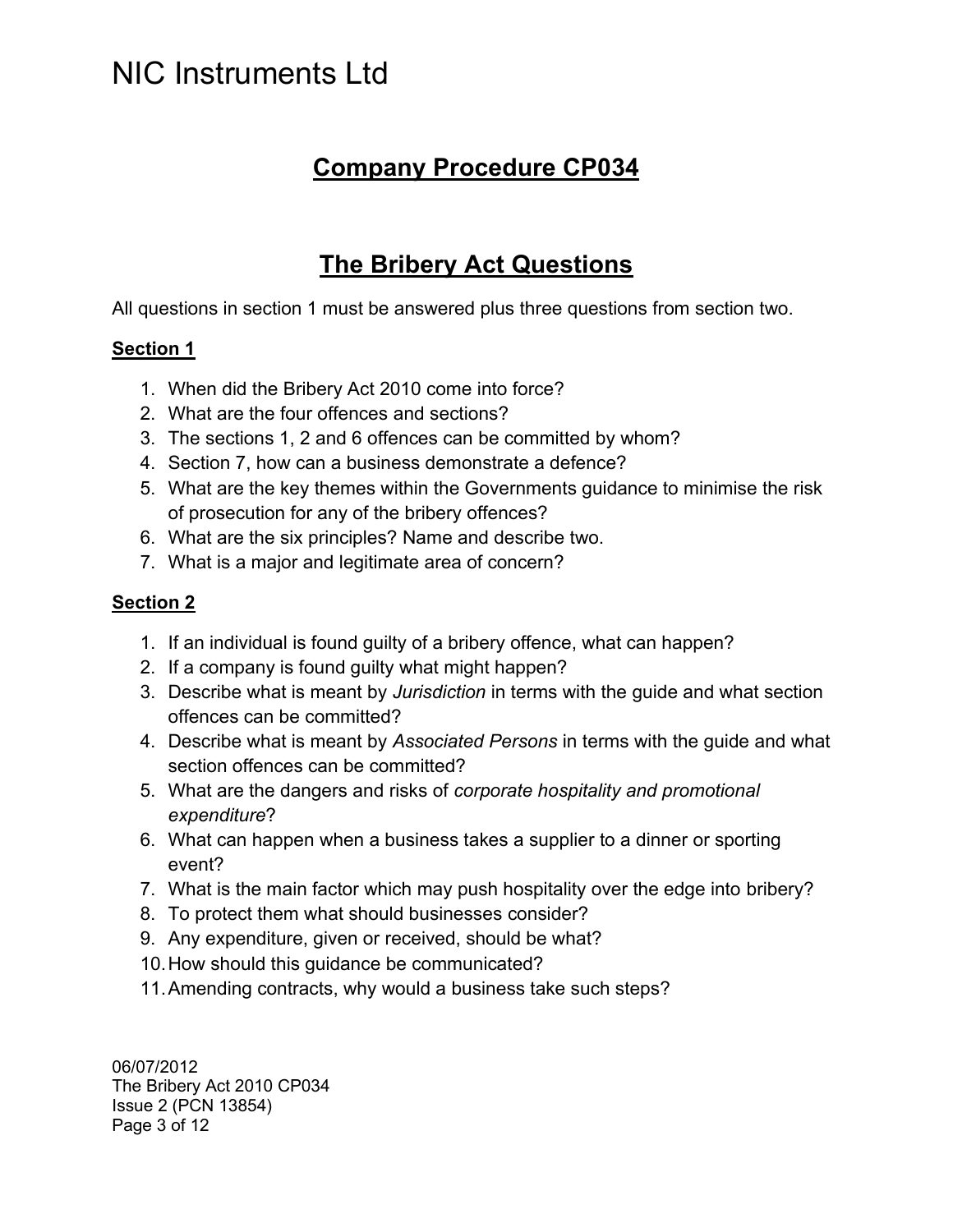# NIC Instruments Ltd

## Company Procedure CP034

## The Bribery Act Questions

All questions in section 1 must be answered plus three questions from section two.

### Section 1

1. When did the Bribery Act 2010 come into force?
2. What are the four offences and sections?
3. The sections 1, 2 and 6 offences can be committed by whom?
4. Section 7, how can a business demonstrate a defence?
5. What are the key themes within the Governments guidance to minimise the risk of prosecution for any of the bribery offences?
6. What are the six principles? Name and describe two.
7. What is a major and legitimate area of concern?

### Section 2

1. If an individual is found guilty of a bribery offence, what can happen?
2. If a company is found guilty what might happen?
3. Describe what is meant by *Jurisdiction* in terms with the guide and what section offences can be committed?
4. Describe what is meant by *Associated Persons* in terms with the guide and what section offences can be committed?
5. What are the dangers and risks of *corporate hospitality and promotional expenditure*?
6. What can happen when a business takes a supplier to a dinner or sporting event?
7. What is the main factor which may push hospitality over the edge into bribery?
8. To protect them what should businesses consider?
9. Any expenditure, given or received, should be what?
10. How should this guidance be communicated?
11. Amending contracts, why would a business take such steps?

06/07/2012
The Bribery Act 2010 CP034
Issue 2 (PCN 13854)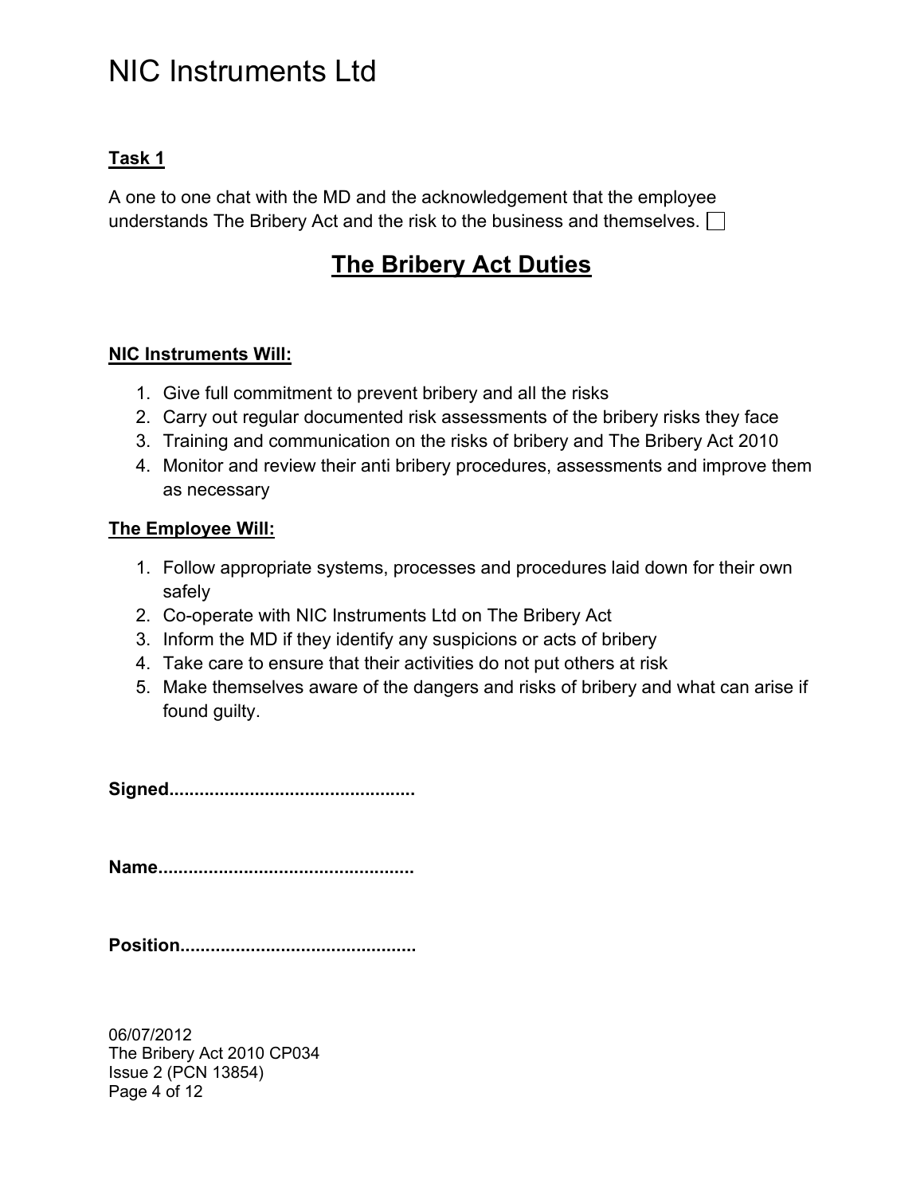## Task 1

A one to one chat with the MD and the acknowledgement that the employee understands The Bribery Act and the risk to the business and themselves. ☐

# The Bribery Act Duties

**NIC Instruments Will:**

1. Give full commitment to prevent bribery and all the risks
2. Carry out regular documented risk assessments of the bribery risks they face
3. Training and communication on the risks of bribery and The Bribery Act 2010
4. Monitor and review their anti bribery procedures, assessments and improve them as necessary

**The Employee Will:**

1. Follow appropriate systems, processes and procedures laid down for their own safely
2. Co-operate with NIC Instruments Ltd on The Bribery Act
3. Inform the MD if they identify any suspicions or acts of bribery
4. Take care to ensure that their activities do not put others at risk
5. Make themselves aware of the dangers and risks of bribery and what can arise if found guilty.

**Signed...............................................**

**Name.................................................**

**Position.............................................**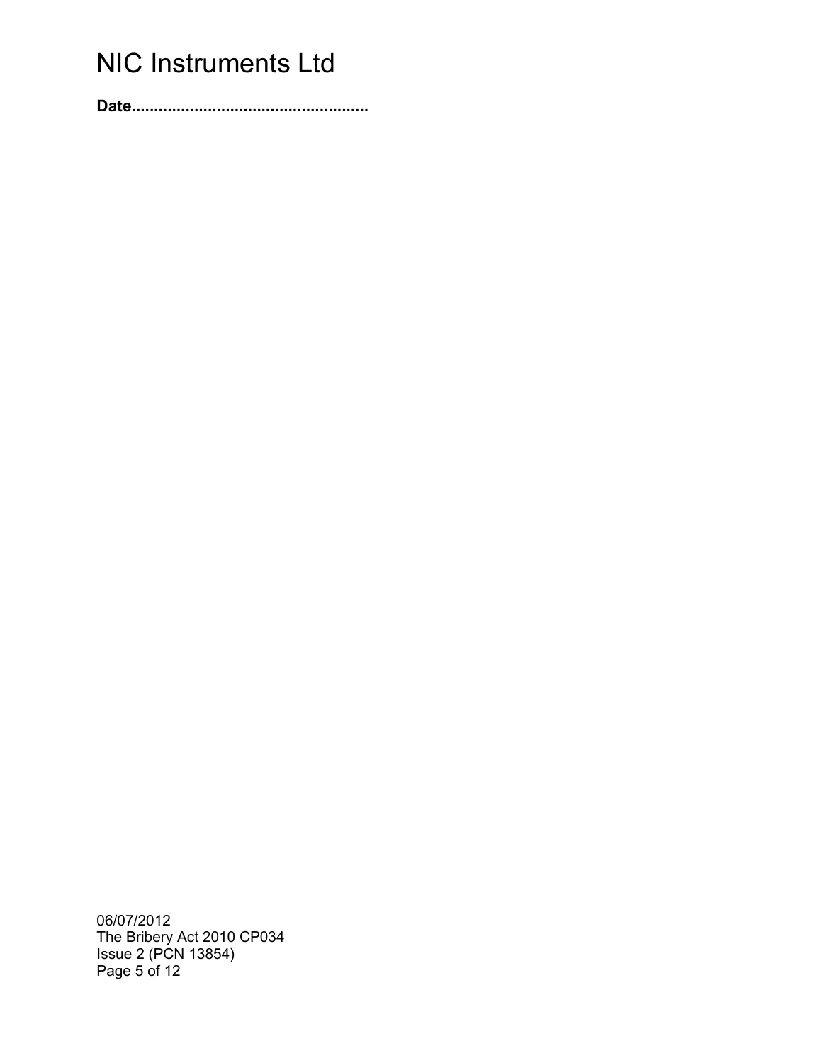**Date....................................................**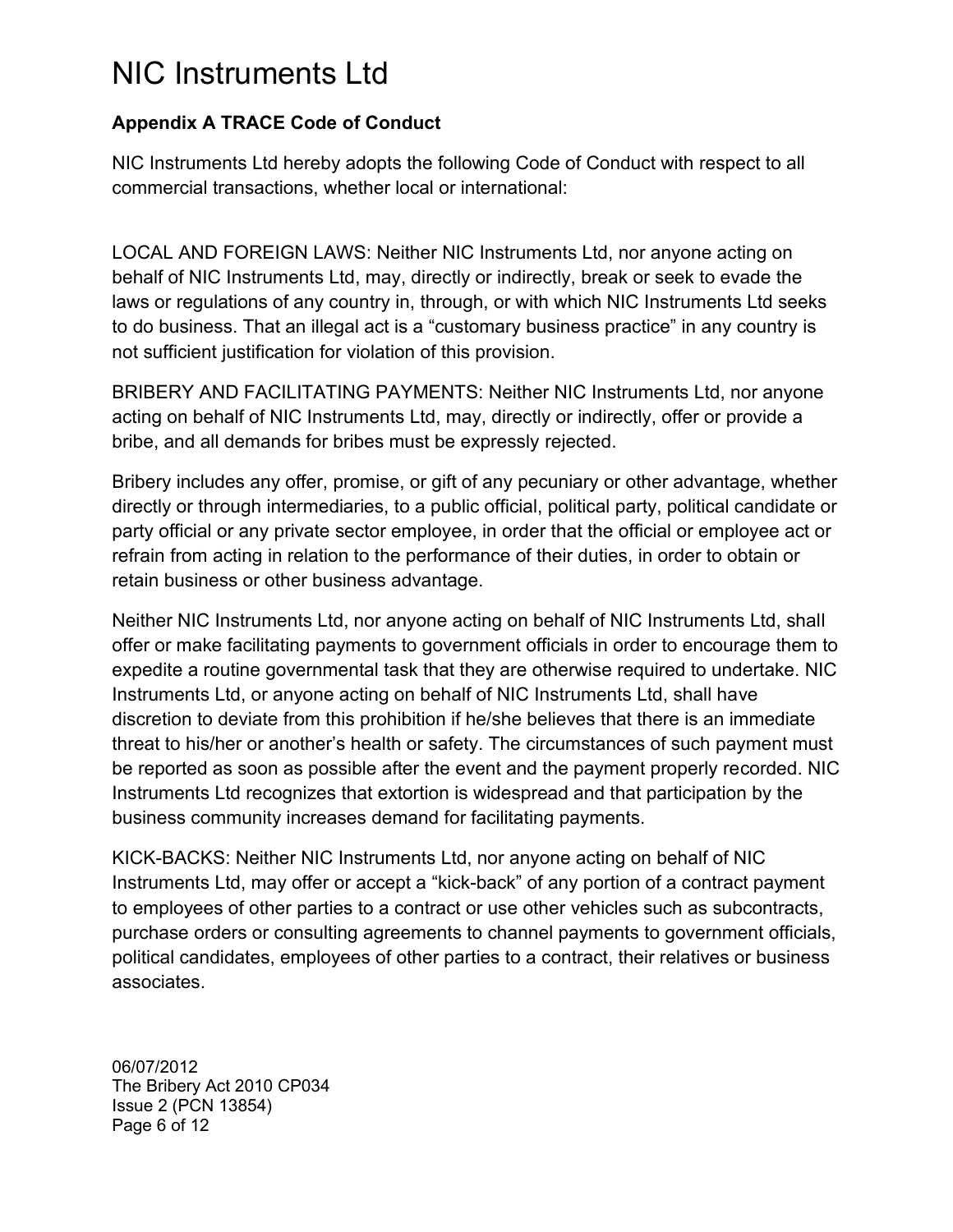## Appendix A TRACE Code of Conduct

NIC Instruments Ltd hereby adopts the following Code of Conduct with respect to all commercial transactions, whether local or international:

LOCAL AND FOREIGN LAWS: Neither NIC Instruments Ltd, nor anyone acting on behalf of NIC Instruments Ltd, may, directly or indirectly, break or seek to evade the laws or regulations of any country in, through, or with which NIC Instruments Ltd seeks to do business. That an illegal act is a “customary business practice” in any country is not sufficient justification for violation of this provision.

BRIBERY AND FACILITATING PAYMENTS: Neither NIC Instruments Ltd, nor anyone acting on behalf of NIC Instruments Ltd, may, directly or indirectly, offer or provide a bribe, and all demands for bribes must be expressly rejected.

Bribery includes any offer, promise, or gift of any pecuniary or other advantage, whether directly or through intermediaries, to a public official, political party, political candidate or party official or any private sector employee, in order that the official or employee act or refrain from acting in relation to the performance of their duties, in order to obtain or retain business or other business advantage.

Neither NIC Instruments Ltd, nor anyone acting on behalf of NIC Instruments Ltd, shall offer or make facilitating payments to government officials in order to encourage them to expedite a routine governmental task that they are otherwise required to undertake. NIC Instruments Ltd, or anyone acting on behalf of NIC Instruments Ltd, shall have discretion to deviate from this prohibition if he/she believes that there is an immediate threat to his/her or another’s health or safety. The circumstances of such payment must be reported as soon as possible after the event and the payment properly recorded. NIC Instruments Ltd recognizes that extortion is widespread and that participation by the business community increases demand for facilitating payments.

KICK-BACKS: Neither NIC Instruments Ltd, nor anyone acting on behalf of NIC Instruments Ltd, may offer or accept a “kick-back” of any portion of a contract payment to employees of other parties to a contract or use other vehicles such as subcontracts, purchase orders or consulting agreements to channel payments to government officials, political candidates, employees of other parties to a contract, their relatives or business associates.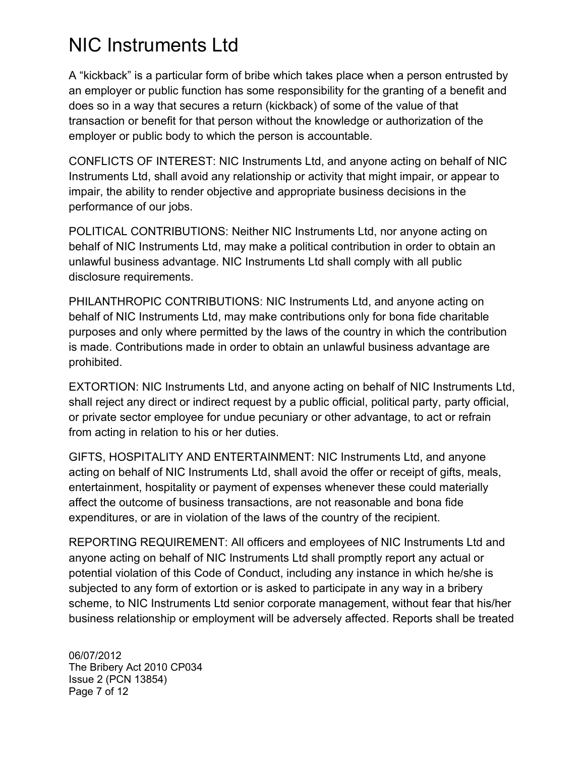A “kickback” is a particular form of bribe which takes place when a person entrusted by an employer or public function has some responsibility for the granting of a benefit and does so in a way that secures a return (kickback) of some of the value of that transaction or benefit for that person without the knowledge or authorization of the employer or public body to which the person is accountable.

CONFLICTS OF INTEREST: NIC Instruments Ltd, and anyone acting on behalf of NIC Instruments Ltd, shall avoid any relationship or activity that might impair, or appear to impair, the ability to render objective and appropriate business decisions in the performance of our jobs.

POLITICAL CONTRIBUTIONS: Neither NIC Instruments Ltd, nor anyone acting on behalf of NIC Instruments Ltd, may make a political contribution in order to obtain an unlawful business advantage. NIC Instruments Ltd shall comply with all public disclosure requirements.

PHILANTHROPIC CONTRIBUTIONS: NIC Instruments Ltd, and anyone acting on behalf of NIC Instruments Ltd, may make contributions only for bona fide charitable purposes and only where permitted by the laws of the country in which the contribution is made. Contributions made in order to obtain an unlawful business advantage are prohibited.

EXTORTION: NIC Instruments Ltd, and anyone acting on behalf of NIC Instruments Ltd, shall reject any direct or indirect request by a public official, political party, party official, or private sector employee for undue pecuniary or other advantage, to act or refrain from acting in relation to his or her duties.

GIFTS, HOSPITALITY AND ENTERTAINMENT: NIC Instruments Ltd, and anyone acting on behalf of NIC Instruments Ltd, shall avoid the offer or receipt of gifts, meals, entertainment, hospitality or payment of expenses whenever these could materially affect the outcome of business transactions, are not reasonable and bona fide expenditures, or are in violation of the laws of the country of the recipient.

REPORTING REQUIREMENT: All officers and employees of NIC Instruments Ltd and anyone acting on behalf of NIC Instruments Ltd shall promptly report any actual or potential violation of this Code of Conduct, including any instance in which he/she is subjected to any form of extortion or is asked to participate in any way in a bribery scheme, to NIC Instruments Ltd senior corporate management, without fear that his/her business relationship or employment will be adversely affected. Reports shall be treated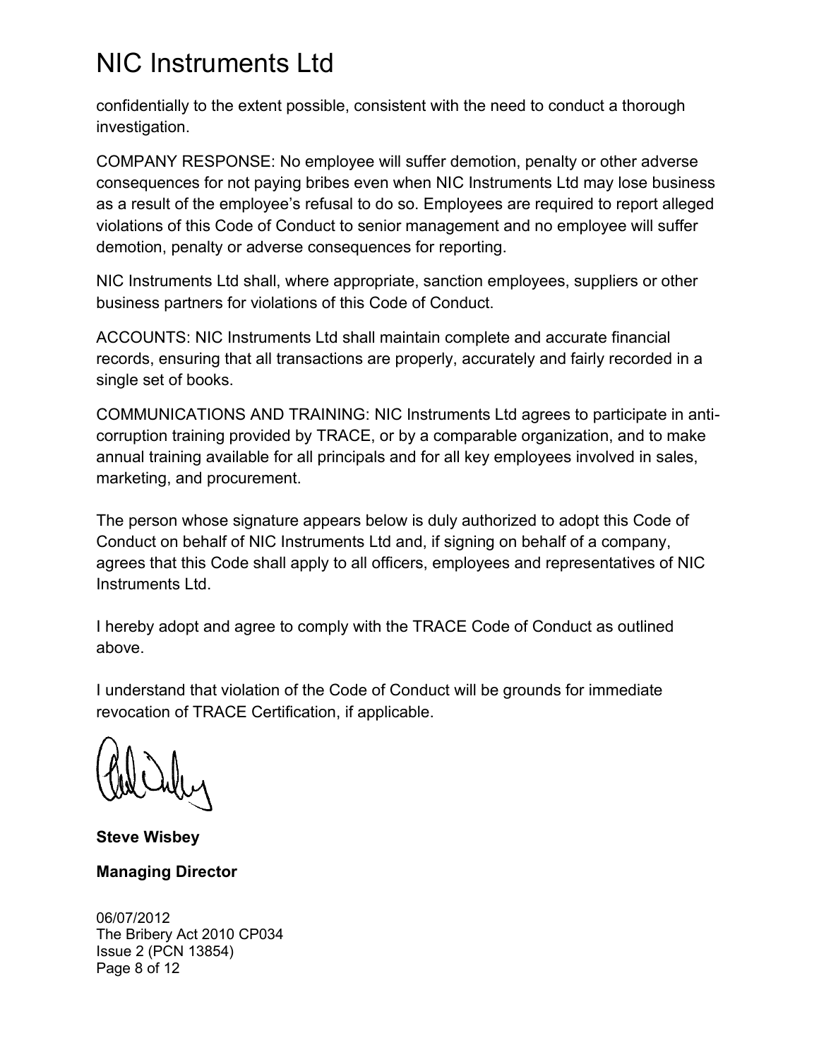confidentially to the extent possible, consistent with the need to conduct a thorough investigation.

COMPANY RESPONSE: No employee will suffer demotion, penalty or other adverse consequences for not paying bribes even when NIC Instruments Ltd may lose business as a result of the employee's refusal to do so. Employees are required to report alleged violations of this Code of Conduct to senior management and no employee will suffer demotion, penalty or adverse consequences for reporting.

NIC Instruments Ltd shall, where appropriate, sanction employees, suppliers or other business partners for violations of this Code of Conduct.

ACCOUNTS: NIC Instruments Ltd shall maintain complete and accurate financial records, ensuring that all transactions are properly, accurately and fairly recorded in a single set of books.

COMMUNICATIONS AND TRAINING: NIC Instruments Ltd agrees to participate in anti-corruption training provided by TRACE, or by a comparable organization, and to make annual training available for all principals and for all key employees involved in sales, marketing, and procurement.

The person whose signature appears below is duly authorized to adopt this Code of Conduct on behalf of NIC Instruments Ltd and, if signing on behalf of a company, agrees that this Code shall apply to all officers, employees and representatives of NIC Instruments Ltd.

I hereby adopt and agree to comply with the TRACE Code of Conduct as outlined above.

I understand that violation of the Code of Conduct will be grounds for immediate revocation of TRACE Certification, if applicable.

**Steve Wisbey**

**Managing Director**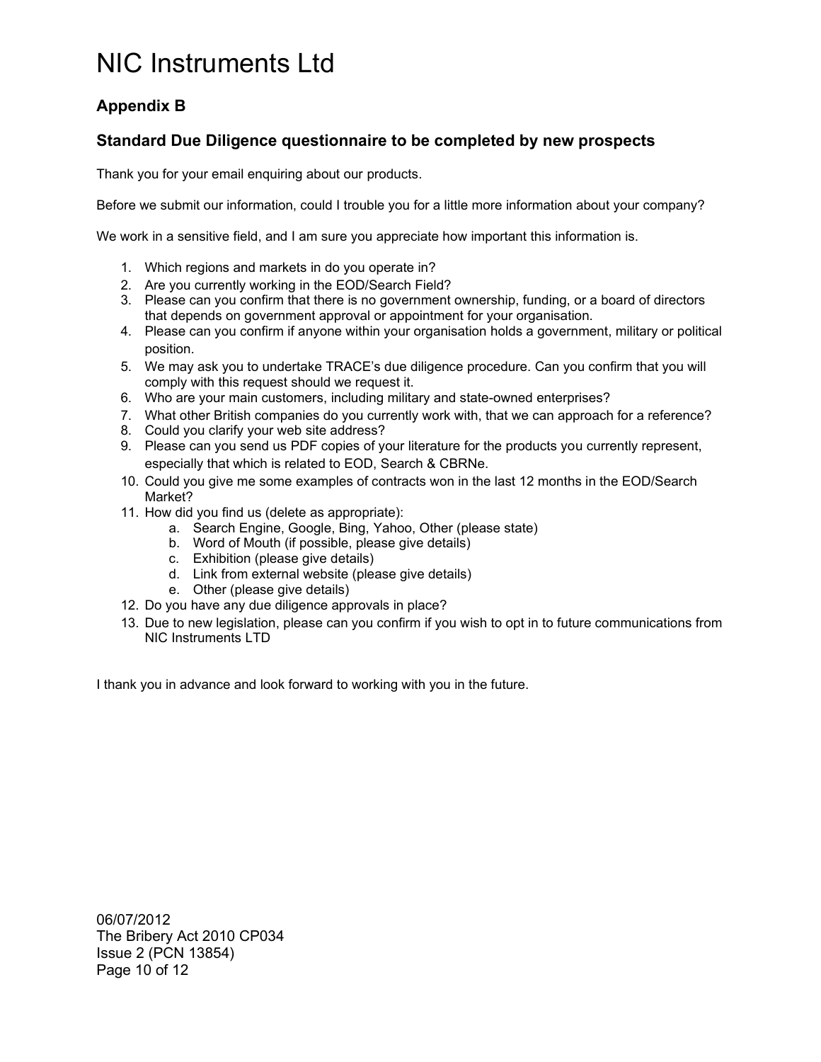# NIC Instruments Ltd

## Appendix B

## Standard Due Diligence questionnaire to be completed by new prospects

Thank you for your email enquiring about our products.

Before we submit our information, could I trouble you for a little more information about your company?

We work in a sensitive field, and I am sure you appreciate how important this information is.

1. Which regions and markets in do you operate in?
2. Are you currently working in the EOD/Search Field?
3. Please can you confirm that there is no government ownership, funding, or a board of directors that depends on government approval or appointment for your organisation.
4. Please can you confirm if anyone within your organisation holds a government, military or political position.
5. We may ask you to undertake TRACE's due diligence procedure. Can you confirm that you will comply with this request should we request it.
6. Who are your main customers, including military and state-owned enterprises?
7. What other British companies do you currently work with, that we can approach for a reference?
8. Could you clarify your web site address?
9. Please can you send us PDF copies of your literature for the products you currently represent, especially that which is related to EOD, Search & CBRNe.
10. Could you give me some examples of contracts won in the last 12 months in the EOD/Search Market?
11. How did you find us (delete as appropriate):
    a. Search Engine, Google, Bing, Yahoo, Other (please state)
    b. Word of Mouth (if possible, please give details)
    c. Exhibition (please give details)
    d. Link from external website (please give details)
    e. Other (please give details)
12. Do you have any due diligence approvals in place?
13. Due to new legislation, please can you confirm if you wish to opt in to future communications from NIC Instruments LTD

I thank you in advance and look forward to working with you in the future.

06/07/2012
The Bribery Act 2010 CP034
Issue 2 (PCN 13854)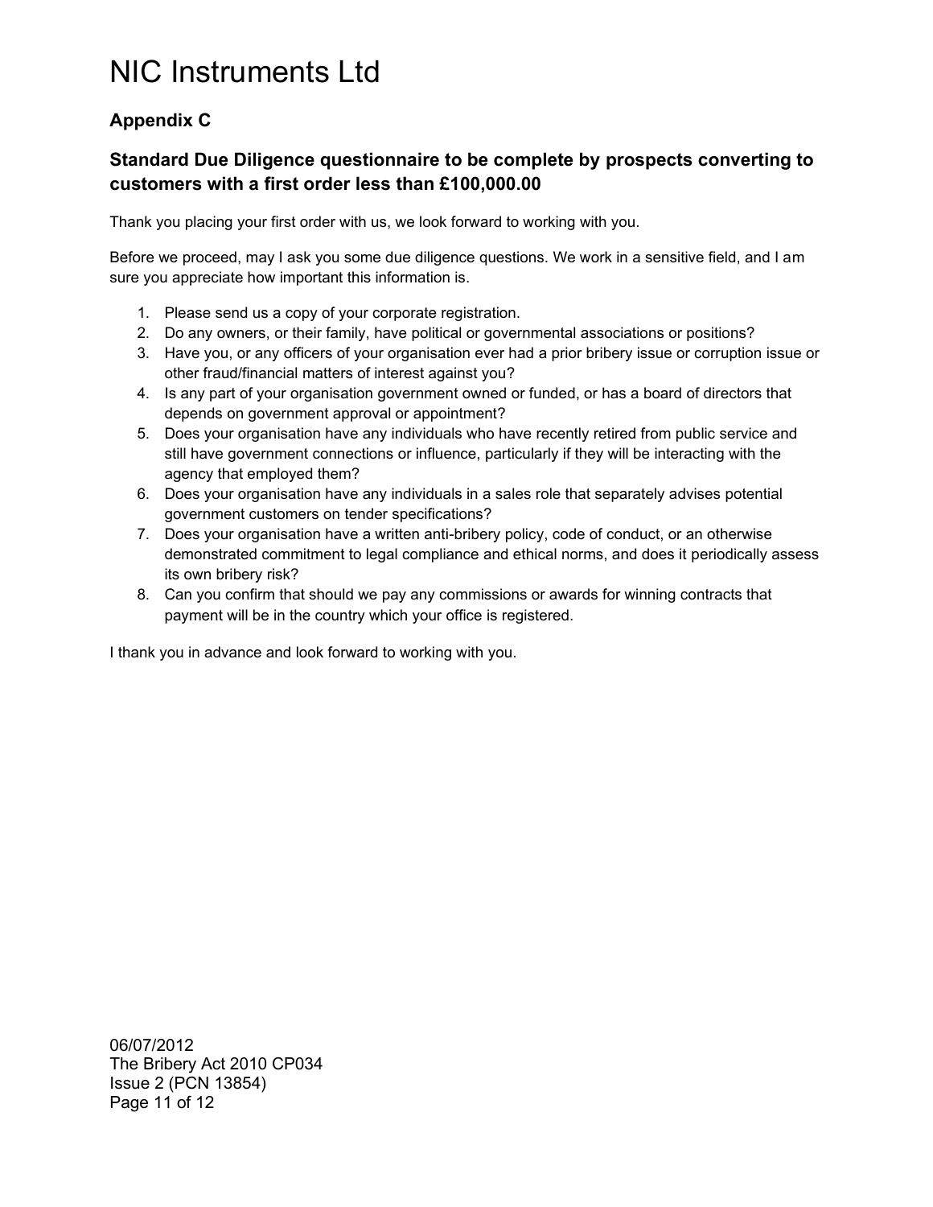# NIC Instruments Ltd

### Appendix C

### Standard Due Diligence questionnaire to be complete by prospects converting to customers with a first order less than £100,000.00

Thank you placing your first order with us, we look forward to working with you.

Before we proceed, may I ask you some due diligence questions. We work in a sensitive field, and I am sure you appreciate how important this information is.

1. Please send us a copy of your corporate registration.
2. Do any owners, or their family, have political or governmental associations or positions?
3. Have you, or any officers of your organisation ever had a prior bribery issue or corruption issue or other fraud/financial matters of interest against you?
4. Is any part of your organisation government owned or funded, or has a board of directors that depends on government approval or appointment?
5. Does your organisation have any individuals who have recently retired from public service and still have government connections or influence, particularly if they will be interacting with the agency that employed them?
6. Does your organisation have any individuals in a sales role that separately advises potential government customers on tender specifications?
7. Does your organisation have a written anti-bribery policy, code of conduct, or an otherwise demonstrated commitment to legal compliance and ethical norms, and does it periodically assess its own bribery risk?
8. Can you confirm that should we pay any commissions or awards for winning contracts that payment will be in the country which your office is registered.

I thank you in advance and look forward to working with you.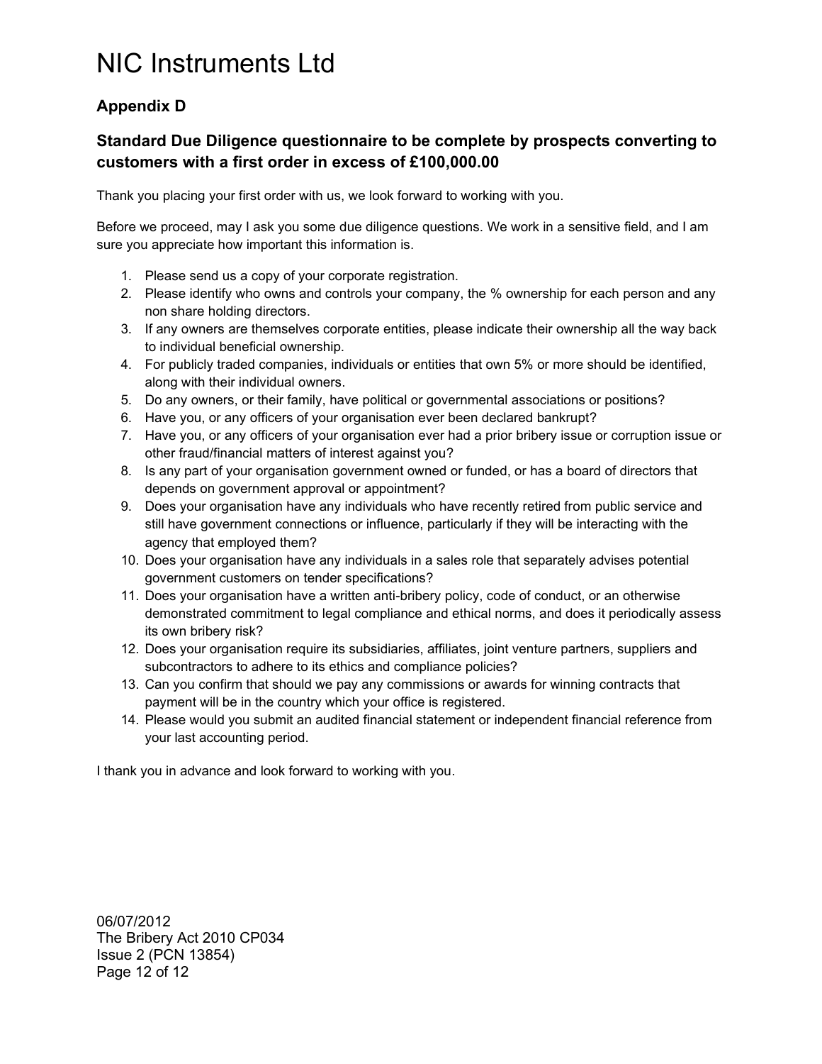# NIC Instruments Ltd

### Appendix D

### Standard Due Diligence questionnaire to be complete by prospects converting to customers with a first order in excess of £100,000.00

Thank you placing your first order with us, we look forward to working with you.

Before we proceed, may I ask you some due diligence questions. We work in a sensitive field, and I am sure you appreciate how important this information is.

1. Please send us a copy of your corporate registration.
2. Please identify who owns and controls your company, the % ownership for each person and any non share holding directors.
3. If any owners are themselves corporate entities, please indicate their ownership all the way back to individual beneficial ownership.
4. For publicly traded companies, individuals or entities that own 5% or more should be identified, along with their individual owners.
5. Do any owners, or their family, have political or governmental associations or positions?
6. Have you, or any officers of your organisation ever been declared bankrupt?
7. Have you, or any officers of your organisation ever had a prior bribery issue or corruption issue or other fraud/financial matters of interest against you?
8. Is any part of your organisation government owned or funded, or has a board of directors that depends on government approval or appointment?
9. Does your organisation have any individuals who have recently retired from public service and still have government connections or influence, particularly if they will be interacting with the agency that employed them?
10. Does your organisation have any individuals in a sales role that separately advises potential government customers on tender specifications?
11. Does your organisation have a written anti-bribery policy, code of conduct, or an otherwise demonstrated commitment to legal compliance and ethical norms, and does it periodically assess its own bribery risk?
12. Does your organisation require its subsidiaries, affiliates, joint venture partners, suppliers and subcontractors to adhere to its ethics and compliance policies?
13. Can you confirm that should we pay any commissions or awards for winning contracts that payment will be in the country which your office is registered.
14. Please would you submit an audited financial statement or independent financial reference from your last accounting period.

I thank you in advance and look forward to working with you.